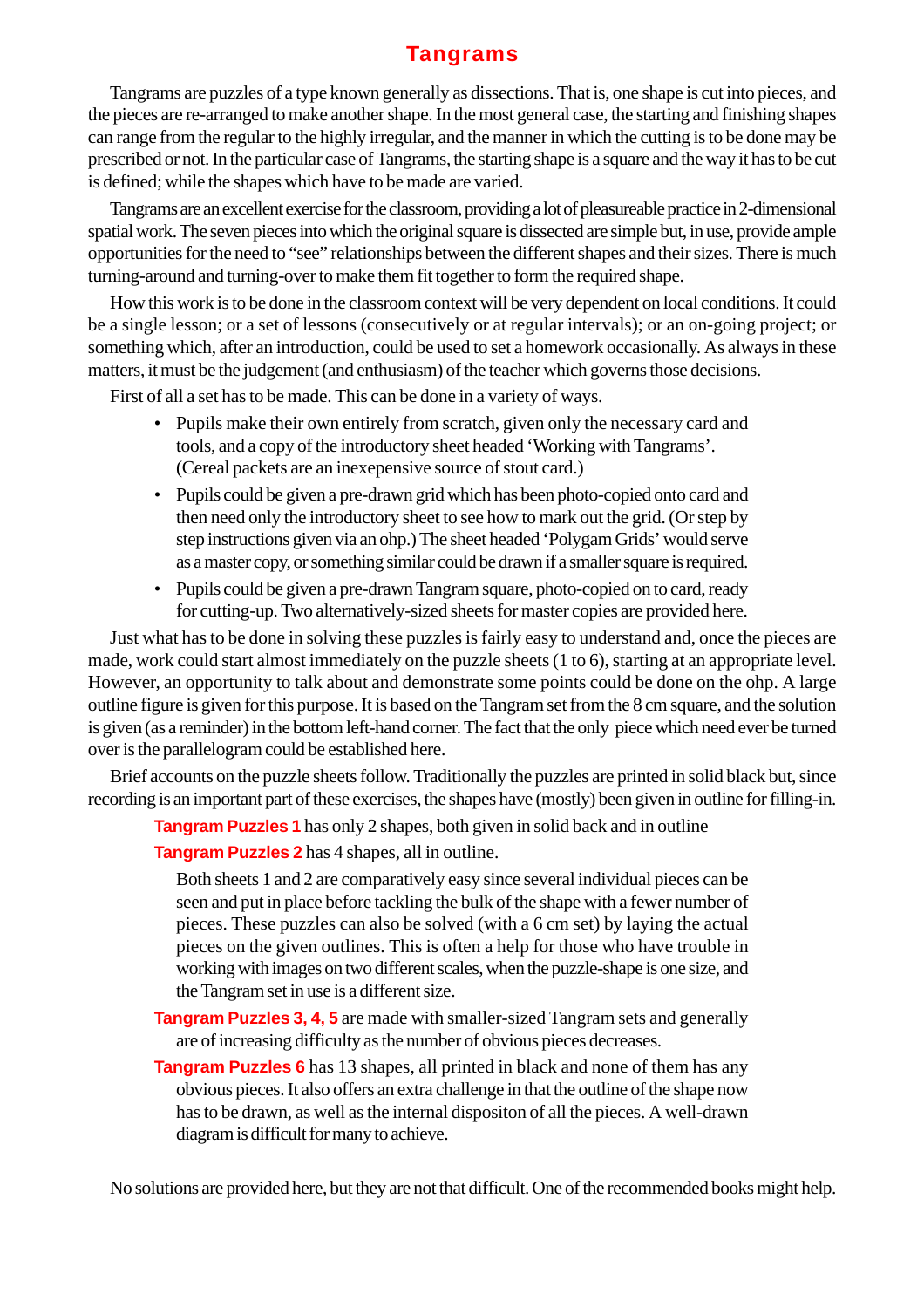# Tangrams

Tangrams are puzzles of a type known generally as dissections. That is, one shape is cut into pieces, and the pieces are re-arranged to make another shape. In the most general case, the starting and finishing shapes can range from the regular to the highly irregular, and the manner in which the cutting is to be done may be prescribed or not. In the particular case of Tangrams, the starting shape is a square and the way it has to be cut is defined; while the shapes which have to be made are varied.

Tangrams are an excellent exercise for the classroom, providing a lot of pleasureable practice in 2-dimensional spatial work. The seven pieces into which the original square is dissected are simple but, in use, provide ample opportunities for the need to "see" relationships between the different shapes and their sizes. There is much turning-around and turning-over to make them fit together to form the required shape.

How this work is to be done in the classroom context will be very dependent on local conditions. It could be a single lesson; or a set of lessons (consecutively or at regular intervals); or an on-going project; or something which, after an introduction, could be used to set a homework occasionally. As always in these matters, it must be the judgement (and enthusiasm) of the teacher which governs those decisions.

First of all a set has to be made. This can be done in a variety of ways.

- Pupils make their own entirely from scratch, given only the necessary card and tools, and a copy of the introductory sheet headed 'Working with Tangrams'. (Cereal packets are an inexepensive source of stout card.)
- Pupils could be given a pre-drawn grid which has been photo-copied onto card and then need only the introductory sheet to see how to mark out the grid. (Or step by step instructions given via an ohp.) The sheet headed 'Polygam Grids' would serve as a master copy, or something similar could be drawn if a smaller square is required.
- Pupils could be given a pre-drawn Tangram square, photo-copied on to card, ready for cutting-up. Two alternatively-sized sheets for master copies are provided here.

Just what has to be done in solving these puzzles is fairly easy to understand and, once the pieces are made, work could start almost immediately on the puzzle sheets (1 to 6), starting at an appropriate level. However, an opportunity to talk about and demonstrate some points could be done on the ohp. A large outline figure is given for this purpose. It is based on the Tangram set from the 8 cm square, and the solution is given (as a reminder) in the bottom left-hand corner. The fact that the only piece which need ever be turned over is the parallelogram could be established here.

Brief accounts on the puzzle sheets follow. Traditionally the puzzles are printed in solid black but, since recording is an important part of these exercises, the shapes have (mostly) been given in outline for filling-in.

**Tangram Puzzles 1** has only 2 shapes, both given in solid back and in outline

**Tangram Puzzles 2** has 4 shapes, all in outline.

Both sheets 1 and 2 are comparatively easy since several individual pieces can be seen and put in place before tackling the bulk of the shape with a fewer number of pieces. These puzzles can also be solved (with a 6 cm set) by laying the actual pieces on the given outlines. This is often a help for those who have trouble in working with images on two different scales, when the puzzle-shape is one size, and the Tangram set in use is a different size.

**Tangram Puzzles 3, 4, 5** are made with smaller-sized Tangram sets and generally are of increasing difficulty as the number of obvious pieces decreases.

**Tangram Puzzles 6** has 13 shapes, all printed in black and none of them has any obvious pieces. It also offers an extra challenge in that the outline of the shape now has to be drawn, as well as the internal dispositon of all the pieces. A well-drawn diagram is difficult for many to achieve.

No solutions are provided here, but they are not that difficult. One of the recommended books might help.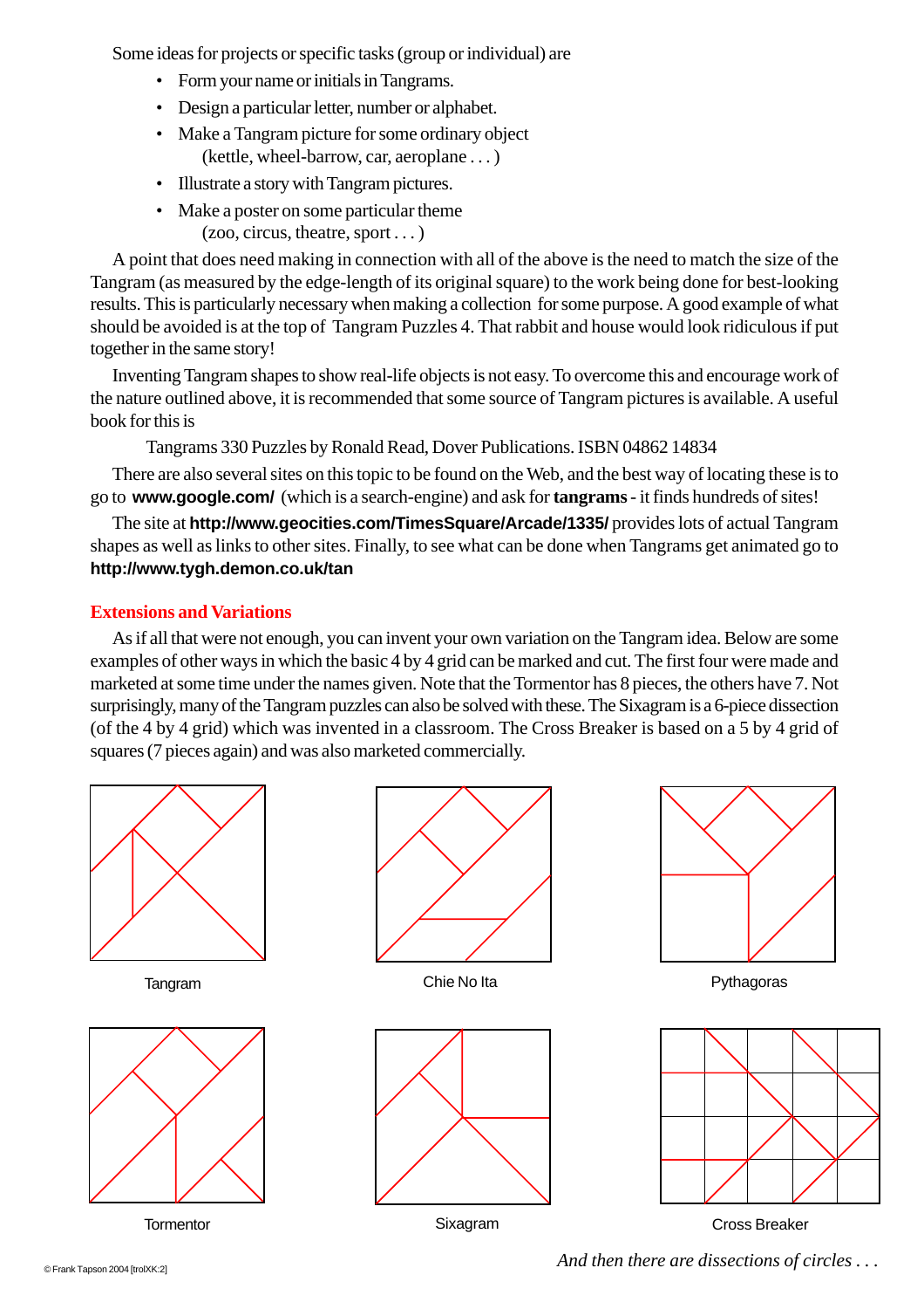Some ideas for projects or specific tasks (group or individual) are

- Form your name or initials in Tangrams.
- Design a particular letter, number or alphabet.
- Make a Tangram picture for some ordinary object (kettle, wheel-barrow, car, aeroplane . . . )
- Illustrate a story with Tangram pictures.
- Make a poster on some particular theme (zoo, circus, theatre, sport . . . )

A point that does need making in connection with all of the above is the need to match the size of the Tangram (as measured by the edge-length of its original square) to the work being done for best-looking results. This is particularly necessary when making a collection for some purpose. A good example of what should be avoided is at the top of Tangram Puzzles 4. That rabbit and house would look ridiculous if put together in the same story!

Inventing Tangram shapes to show real-life objects is not easy. To overcome this and encourage work of the nature outlined above, it is recommended that some source of Tangram pictures is available. A useful book for this is

Tangrams 330 Puzzles by Ronald Read, Dover Publications. ISBN 04862 14834

There are also several sites on this topic to be found on the Web, and the best way of locating these is to go to **www.google.com/** (which is a search-engine) and ask for **tangrams** - it finds hundreds of sites!

The site at **http://www.geocities.com/TimesSquare/Arcade/1335/** provides lots of actual Tangram shapes as well as links to other sites. Finally, to see what can be done when Tangrams get animated go to **http://www.tygh.demon.co.uk/tan**

## Extensions and Variations

As if all that were not enough, you can invent your own variation on the Tangram idea. Below are some examples of other ways in which the basic 4 by 4 grid can be marked and cut. The first four were made and marketed at some time under the names given. Note that the Tormentor has 8 pieces, the others have 7. Not surprisingly, many of the Tangram puzzles can also be solved with these. The Sixagram is a 6-piece dissection (of the 4 by 4 grid) which was invented in a classroom. The Cross Breaker is based on a 5 by 4 grid of squares (7 pieces again) and was also marketed commercially.

Tangram

Chie No Ita

Pythagoras

Tormentor

Sixagram

Cross Breaker

*And then there are dissections of circles . . .*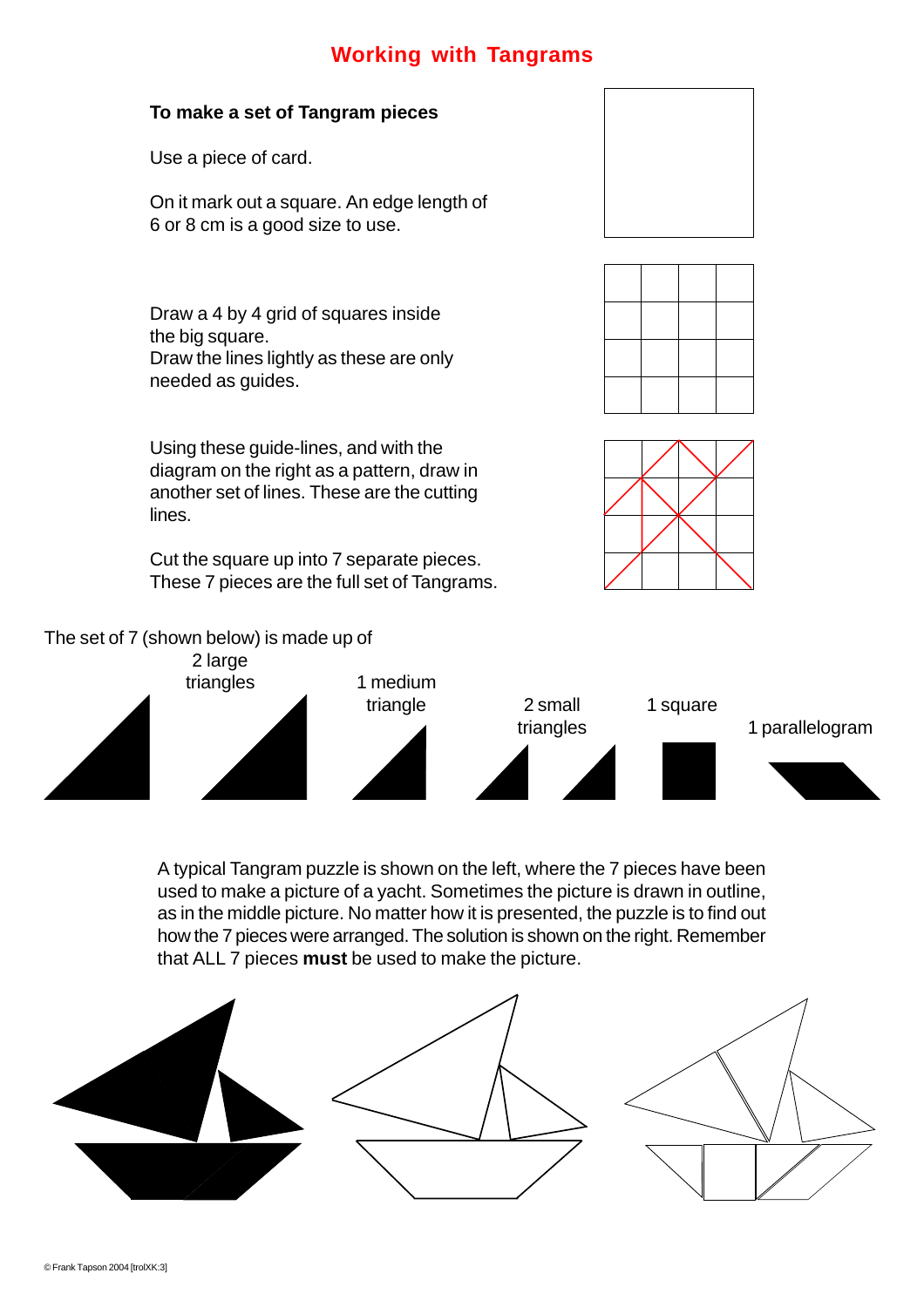# Working with Tangrams

**To make a set of Tangram pieces**

Use a piece of card.

On it mark out a square. An edge length of 6 or 8 cm is a good size to use.

Draw a 4 by 4 grid of squares inside the big square.
Draw the lines lightly as these are only needed as guides.

Using these guide-lines, and with the diagram on the right as a pattern, draw in another set of lines. These are the cutting lines.

Cut the square up into 7 separate pieces.
These 7 pieces are the full set of Tangrams.

The set of 7 (shown below) is made up of

2 large triangles

1 medium triangle

2 small triangles

1 square

1 parallelogram

A typical Tangram puzzle is shown on the left, where the 7 pieces have been used to make a picture of a yacht. Sometimes the picture is drawn in outline, as in the middle picture. No matter how it is presented, the puzzle is to find out how the 7 pieces were arranged. The solution is shown on the right. Remember that ALL 7 pieces **must** be used to make the picture.

© Frank Tapson 2004 [trolXK:3]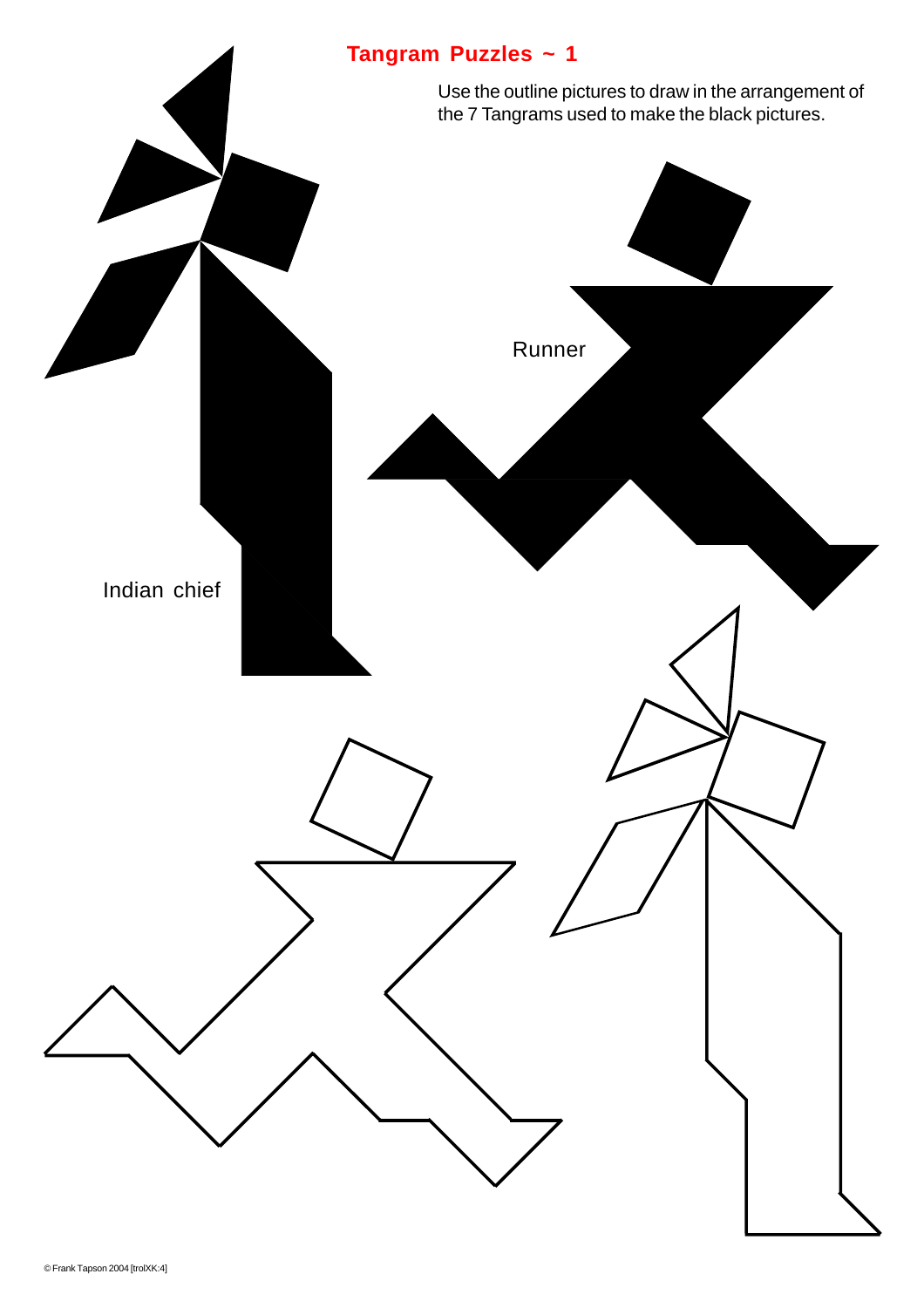# Tangram Puzzles ~ 1

Use the outline pictures to draw in the arrangement of the 7 Tangrams used to make the black pictures.

Runner

Indian chief

© Frank Tapson 2004 [trolXK:4]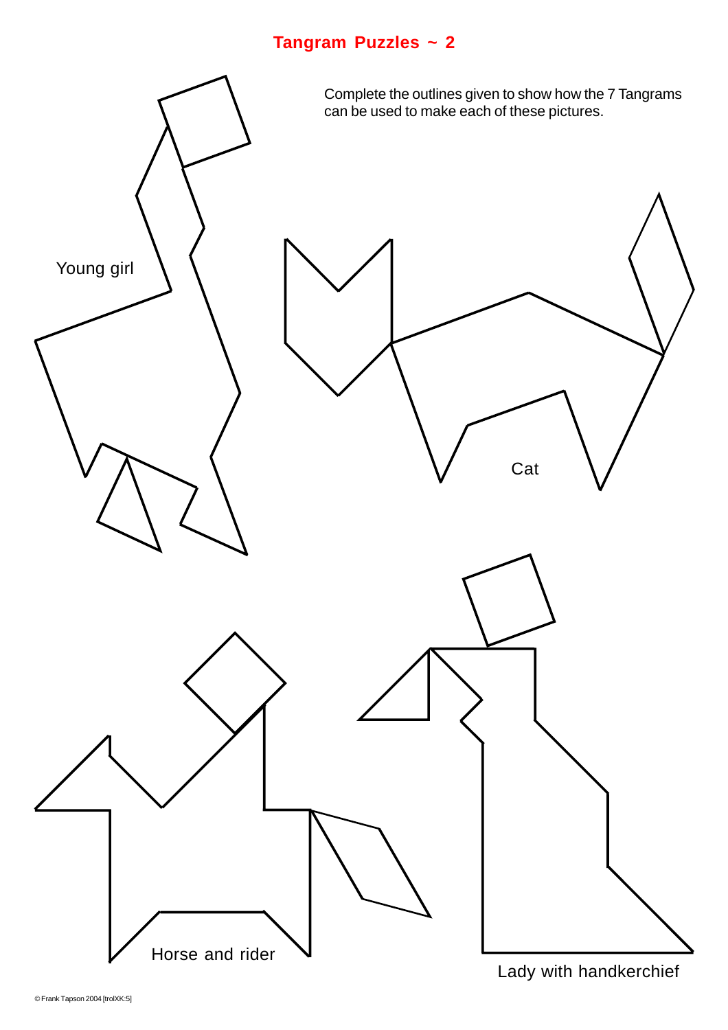# Tangram Puzzles ~ 2

Complete the outlines given to show how the 7 Tangrams can be used to make each of these pictures.

Young girl

Cat

Horse and rider

Lady with handkerchief

© Frank Tapson 2004 [trolXK:5]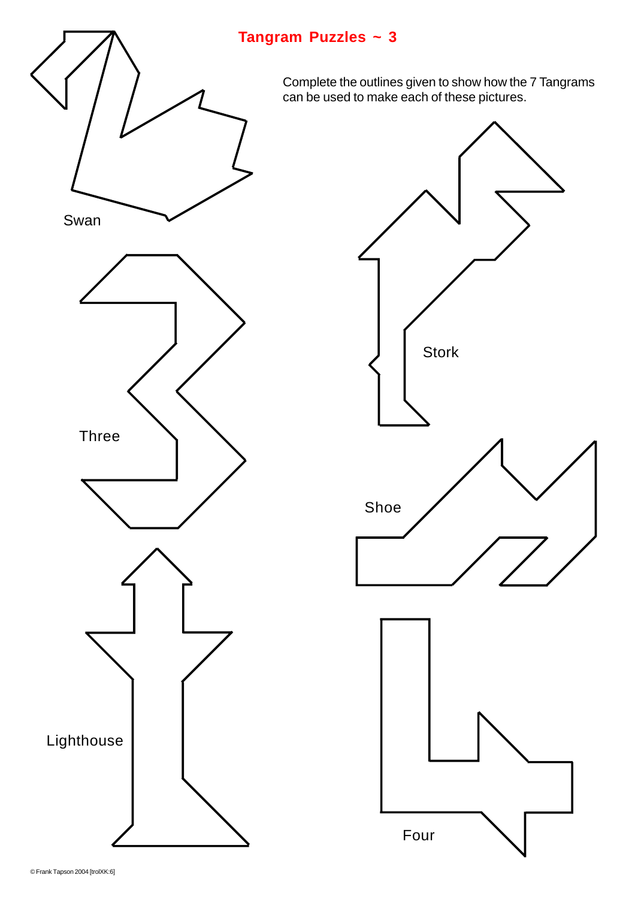# Tangram Puzzles ~ 3

Complete the outlines given to show how the 7 Tangrams can be used to make each of these pictures.

Swan

Stork

Three

Shoe

Lighthouse

Four

© Frank Tapson 2004 [trolXK:6]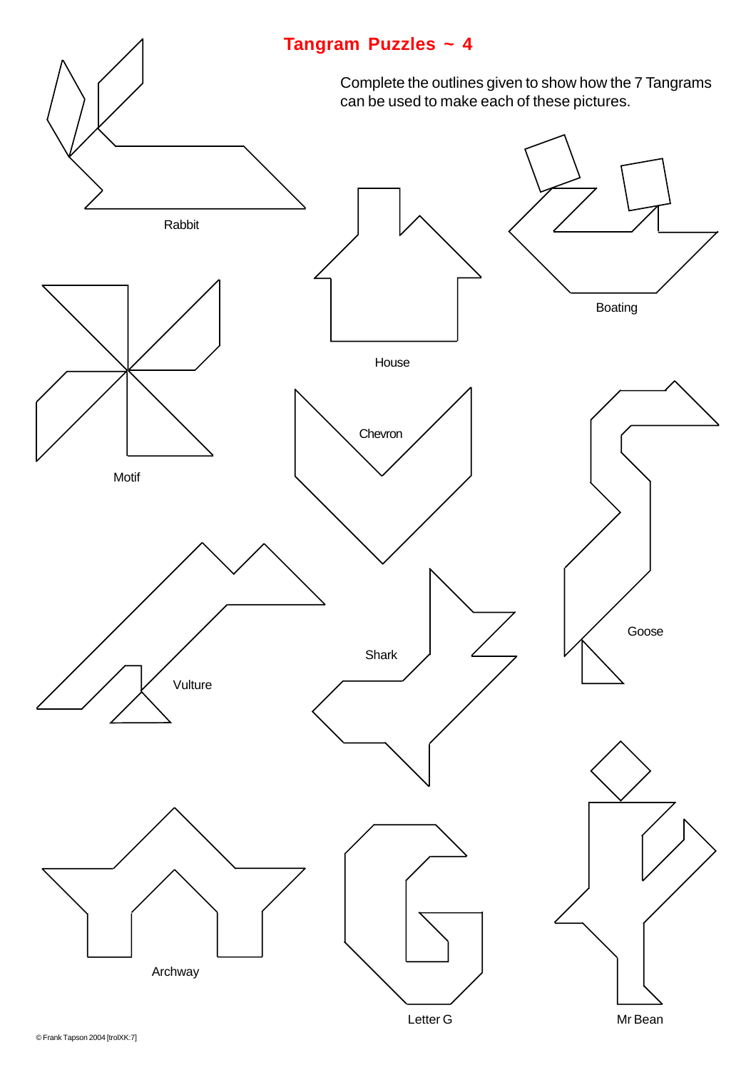# Tangram Puzzles ~ 4

Complete the outlines given to show how the 7 Tangrams can be used to make each of these pictures.

Rabbit

House

Boating

Motif

Chevron

Goose

Vulture

Shark

Archway

Letter G

Mr Bean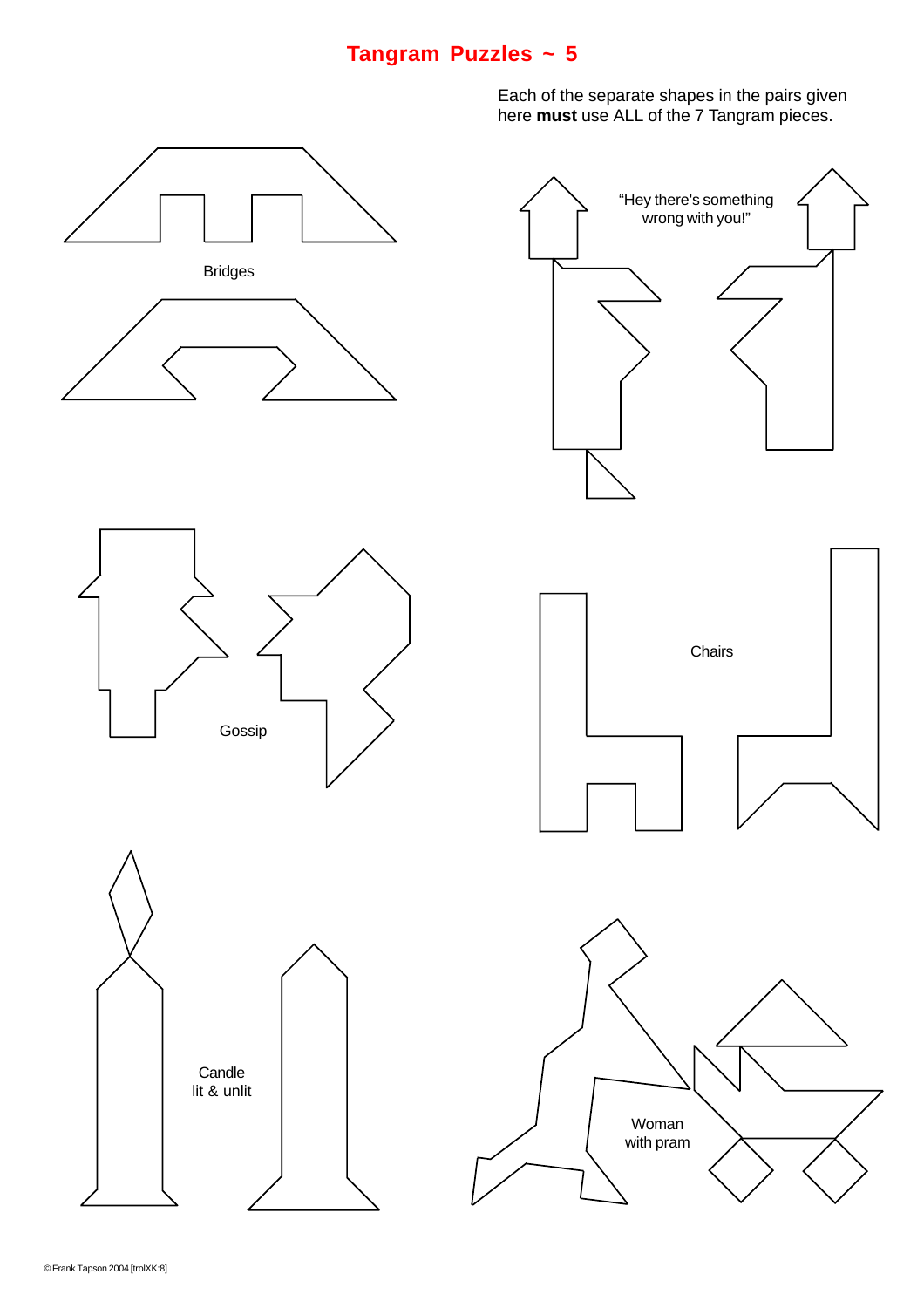# Tangram Puzzles ~ 5

Each of the separate shapes in the pairs given here **must** use ALL of the 7 Tangram pieces.

Bridges

"Hey there's something wrong with you!"

Gossip

Chairs

Candle
lit & unlit

Woman
with pram

© Frank Tapson 2004 [trolXK:8]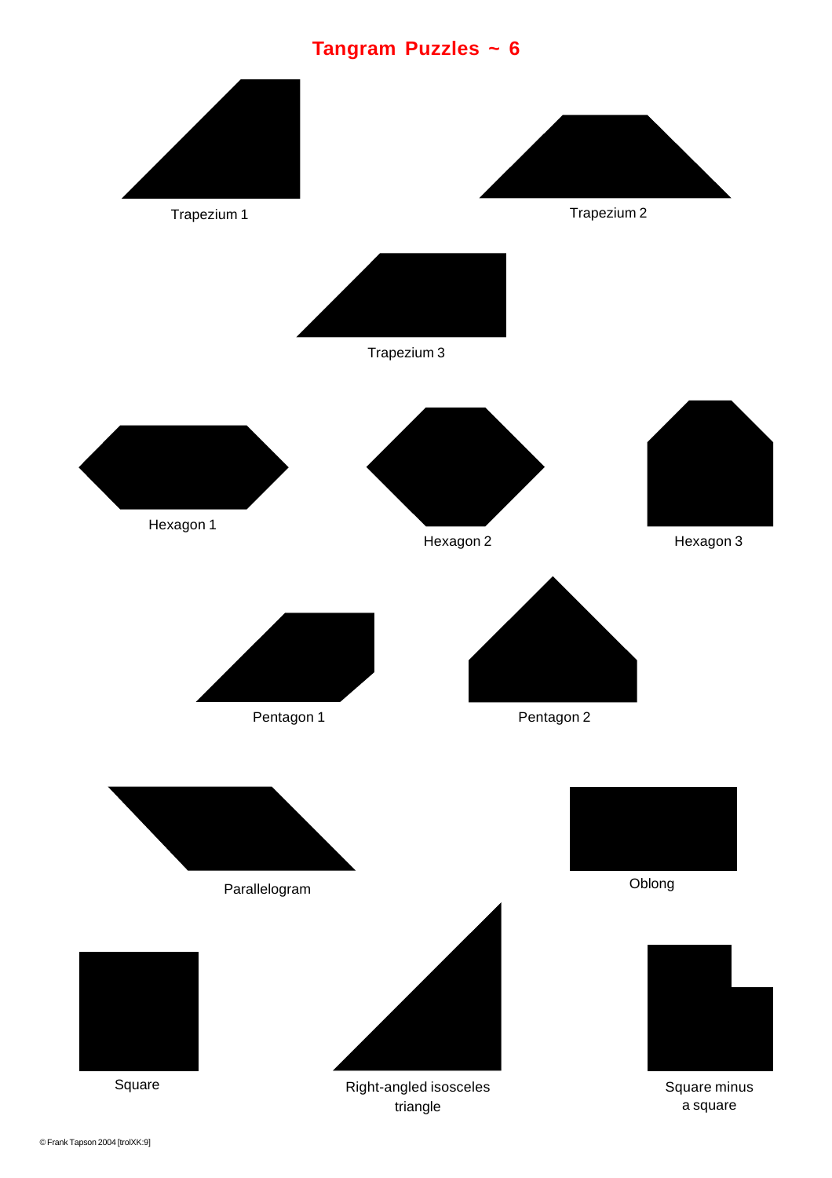# Tangram Puzzles ~ 6

Trapezium 1

Trapezium 2

Trapezium 3

Hexagon 1

Hexagon 2

Hexagon 3

Pentagon 1

Pentagon 2

Parallelogram

Oblong

Square

Right-angled isosceles triangle

Square minus a square

© Frank Tapson 2004 [trolXK:9]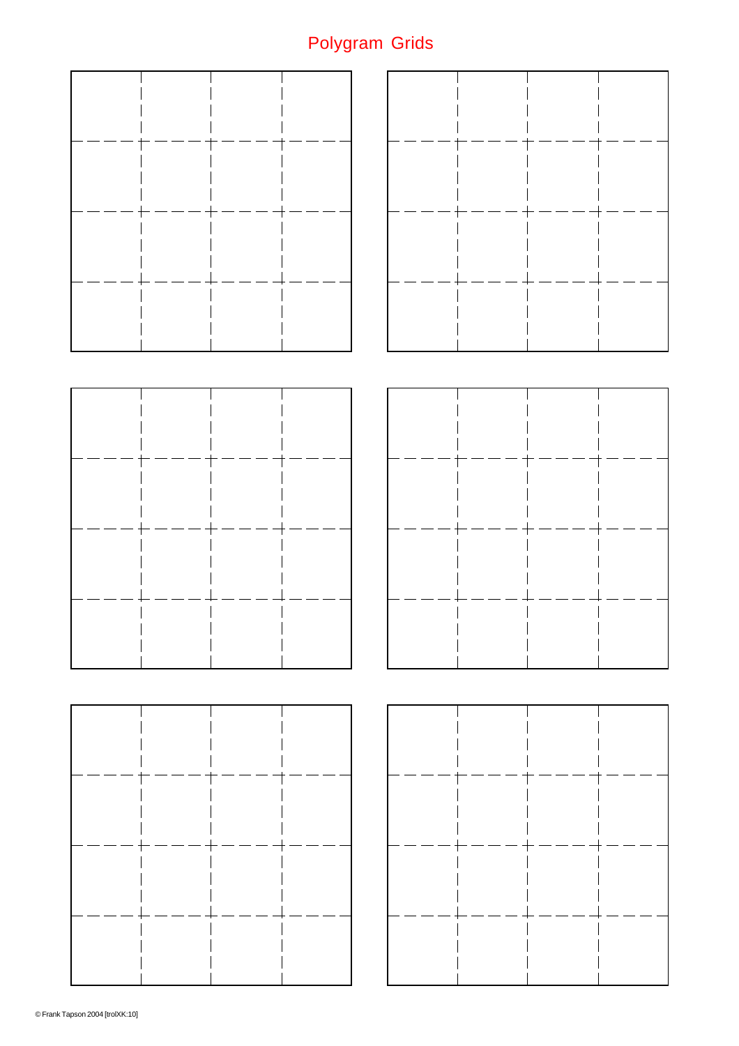# Polygram Grids

© Frank Tapson 2004 [trolXK:10]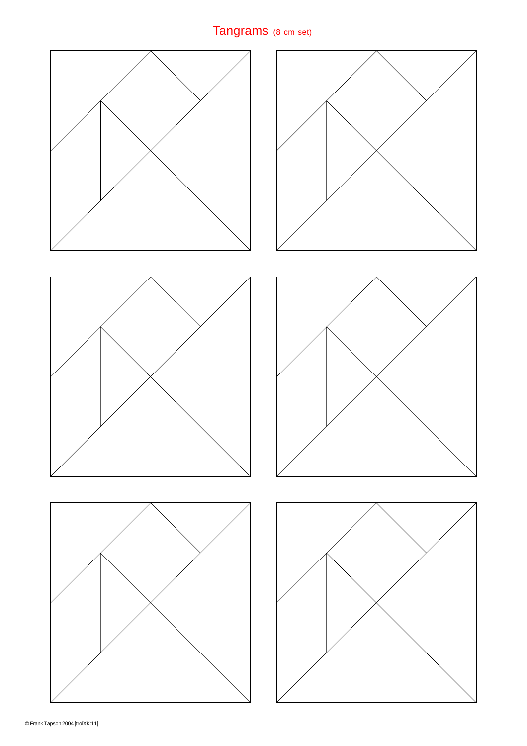# Tangrams (8 cm set)

© Frank Tapson 2004 [trolXK:11]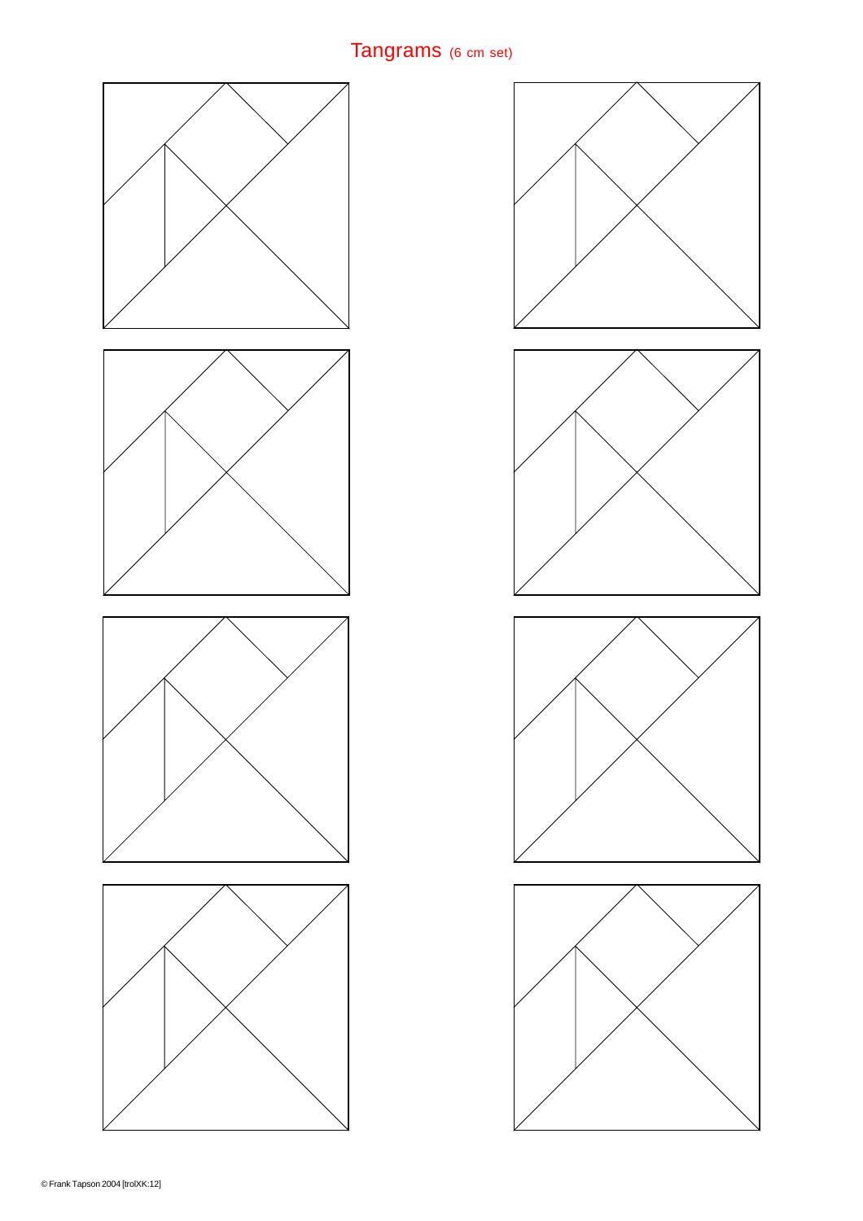# Tangrams (6 cm set)

© Frank Tapson 2004 [trolXK:12]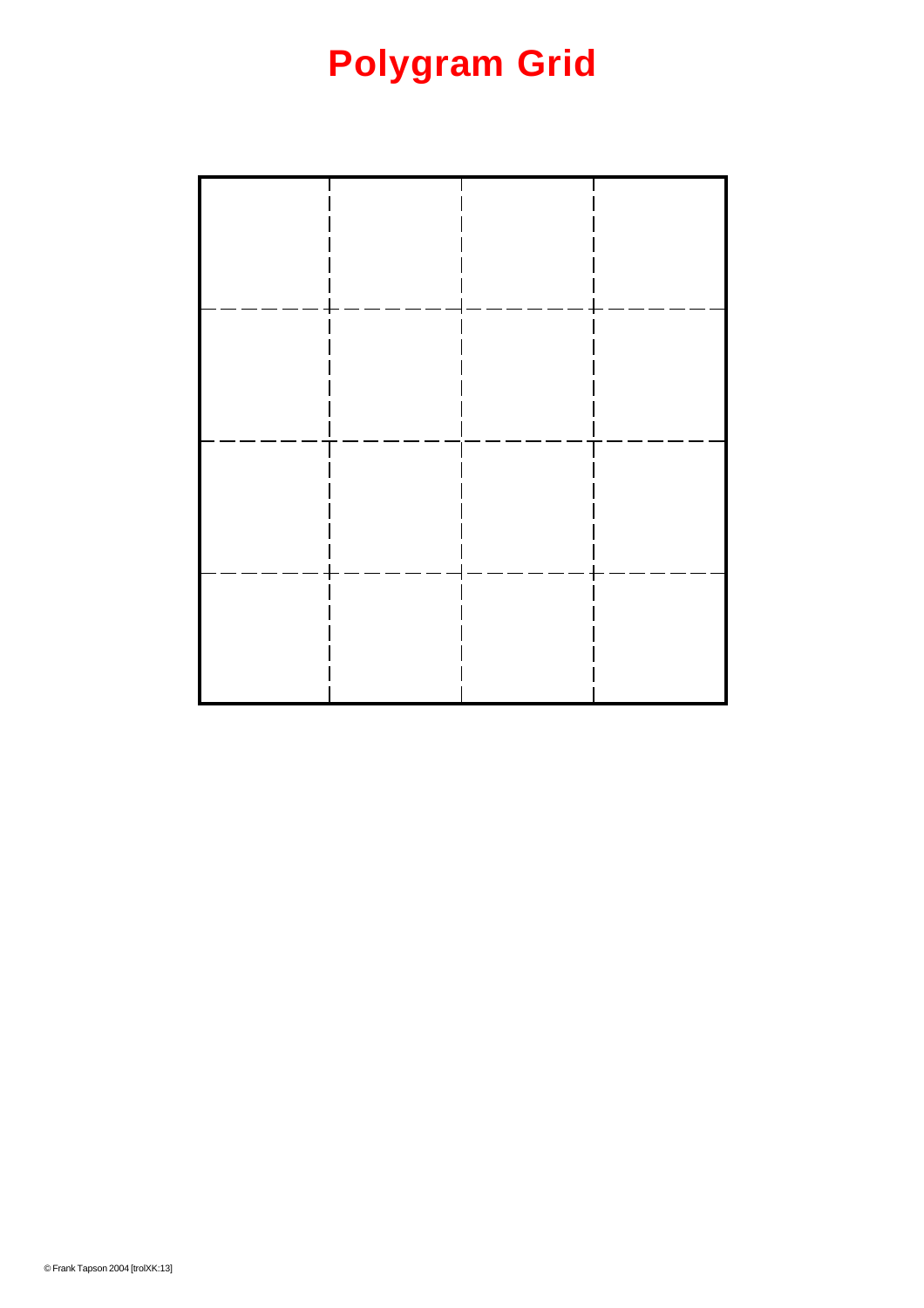# Polygram Grid

|   |   |   |   |
|---|---|---|---|
|   |   |   |   |
|   |   |   |   |
|   |   |   |   |
|   |   |   |   |

© Frank Tapson 2004 [trolXK:13]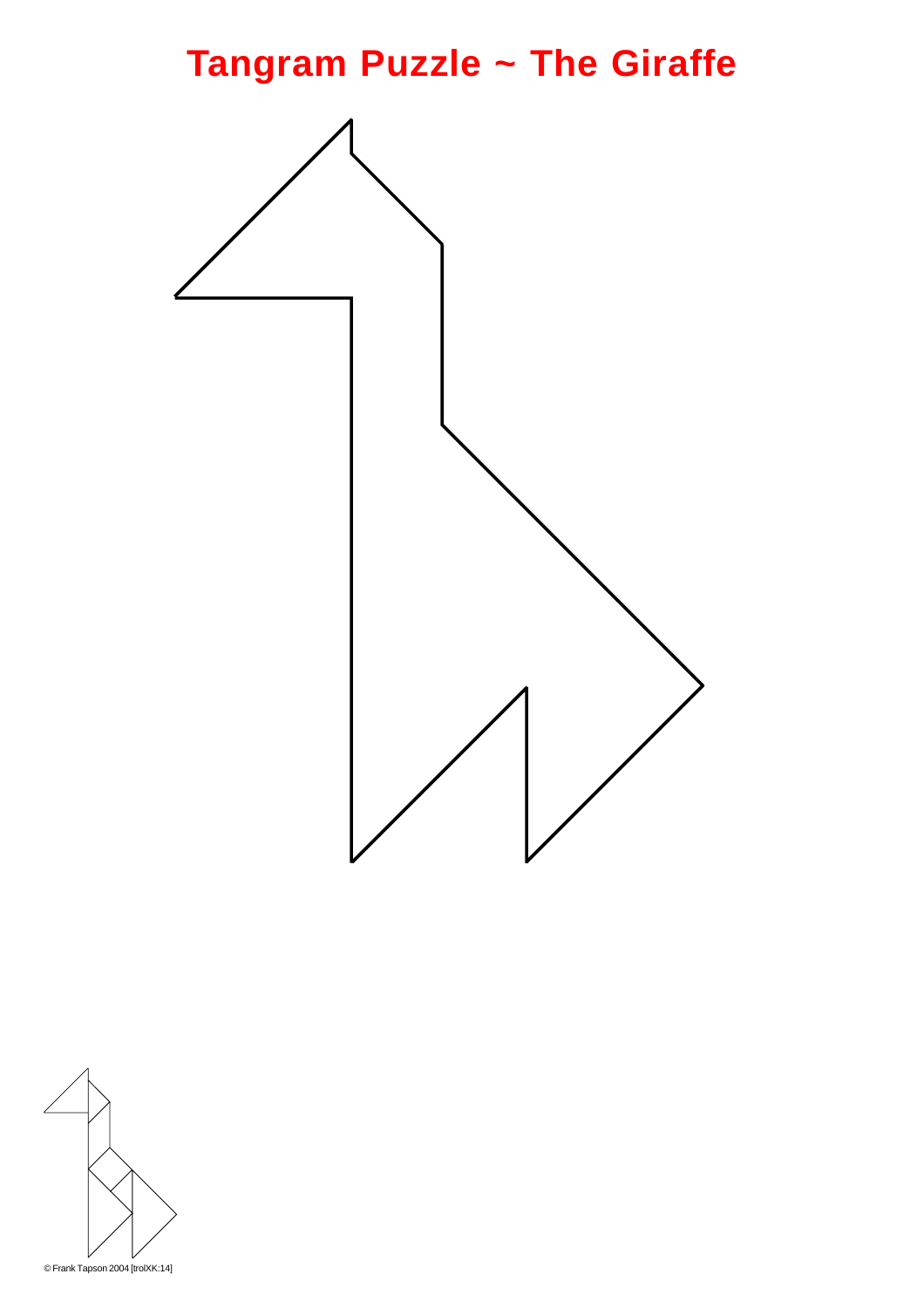# Tangram Puzzle ~ The Giraffe

© Frank Tapson 2004 [trolXK:14]